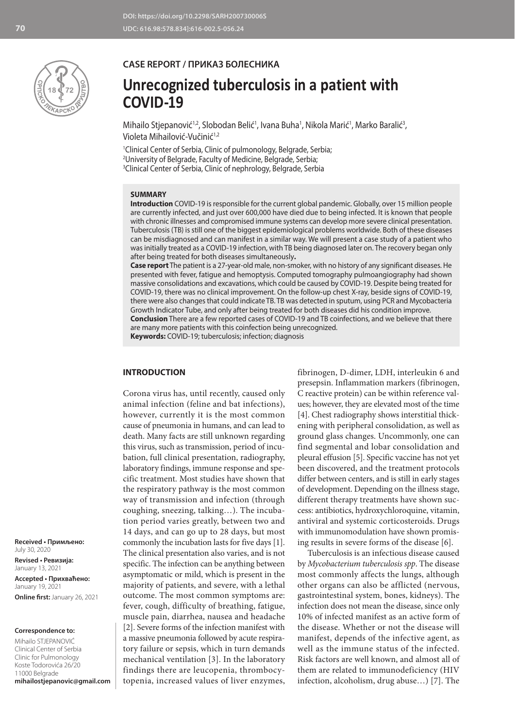DOI: https://doi.org/10.2298/SARH200730006S
UDC: 616.98:578.834]:616-002.5-056.24

CASE REPORT / ПРИКАЗ БОЛЕСНИКА

# Unrecognized tuberculosis in a patient with COVID-19

Mihailo Stjepanović[1,2], Slobodan Belić[1], Ivana Buha[1], Nikola Marić[1], Marko Baralić[3], Violeta Mihailović-Vučinić[1,2]

[1]Clinical Center of Serbia, Clinic of pulmonology, Belgrade, Serbia;
[2]University of Belgrade, Faculty of Medicine, Belgrade, Serbia;
[3]Clinical Center of Serbia, Clinic of nephrology, Belgrade, Serbia

## SUMMARY

**Introduction** COVID-19 is responsible for the current global pandemic. Globally, over 15 million people are currently infected, and just over 600,000 have died due to being infected. It is known that people with chronic illnesses and compromised immune systems can develop more severe clinical presentation. Tuberculosis (TB) is still one of the biggest epidemiological problems worldwide. Both of these diseases can be misdiagnosed and can manifest in a similar way. We will present a case study of a patient who was initially treated as a COVID-19 infection, with TB being diagnosed later on. The recovery began only after being treated for both diseases simultaneously**.**

**Case report** The patient is a 27-year-old male, non-smoker, with no history of any significant diseases. He presented with fever, fatigue and hemoptysis. Computed tomography pulmoangiography had shown massive consolidations and excavations, which could be caused by COVID-19. Despite being treated for COVID-19, there was no clinical improvement. On the follow-up chest X-ray, beside signs of COVID-19, there were also changes that could indicate TB. TB was detected in sputum, using PCR and Mycobacteria Growth Indicator Tube, and only after being treated for both diseases did his condition improve.

**Conclusion** There are a few reported cases of COVID-19 and TB coinfections, and we believe that there are many more patients with this coinfection being unrecognized.

**Keywords:** COVID-19; tuberculosis; infection; diagnosis

**Received • Примљено:** July 30, 2020
**Revised • Ревизија:** January 13, 2021
**Accepted • Прихваћено:** January 19, 2021
**Online first:** January 26, 2021

**Correspondence to:**
Mihailo STJEPANOVIĆ
Clinical Center of Serbia
Clinic for Pulmonology
Koste Todorovića 26/20
11000 Belgrade
**mihailostjepanovic@gmail.com**

## INTRODUCTION

Corona virus has, until recently, caused only animal infection (feline and bat infections), however, currently it is the most common cause of pneumonia in humans, and can lead to death. Many facts are still unknown regarding this virus, such as transmission, period of incubation, full clinical presentation, radiography, laboratory findings, immune response and specific treatment. Most studies have shown that the respiratory pathway is the most common way of transmission and infection (through coughing, sneezing, talking…). The incubation period varies greatly, between two and 14 days, and can go up to 28 days, but most commonly the incubation lasts for five days [1]. The clinical presentation also varies, and is not specific. The infection can be anything between asymptomatic or mild, which is present in the majority of patients, and severe, with a lethal outcome. The most common symptoms are: fever, cough, difficulty of breathing, fatigue, muscle pain, diarrhea, nausea and headache [2]. Severe forms of the infection manifest with a massive pneumonia followed by acute respiratory failure or sepsis, which in turn demands mechanical ventilation [3]. In the laboratory findings there are leucopenia, thrombocytopenia, increased values of liver enzymes, fibrinogen, D-dimer, LDH, interleukin 6 and presepsin. Inflammation markers (fibrinogen, C reactive protein) can be within reference values; however, they are elevated most of the time [4]. Chest radiography shows interstitial thickening with peripheral consolidation, as well as ground glass changes. Uncommonly, one can find segmental and lobar consolidation and pleural effusion [5]. Specific vaccine has not yet been discovered, and the treatment protocols differ between centers, and is still in early stages of development. Depending on the illness stage, different therapy treatments have shown success: antibiotics, hydroxychloroquine, vitamin, antiviral and systemic corticosteroids. Drugs with immunomodulation have shown promising results in severe forms of the disease [6].

Tuberculosis is an infectious disease caused by *Mycobacterium tuberculosis spp*. The disease most commonly affects the lungs, although other organs can also be afflicted (nervous, gastrointestinal system, bones, kidneys). The infection does not mean the disease, since only 10% of infected manifest as an active form of the disease. Whether or not the disease will manifest, depends of the infective agent, as well as the immune status of the infected. Risk factors are well known, and almost all of them are related to immunodeficiency (HIV infection, alcoholism, drug abuse…) [7]. The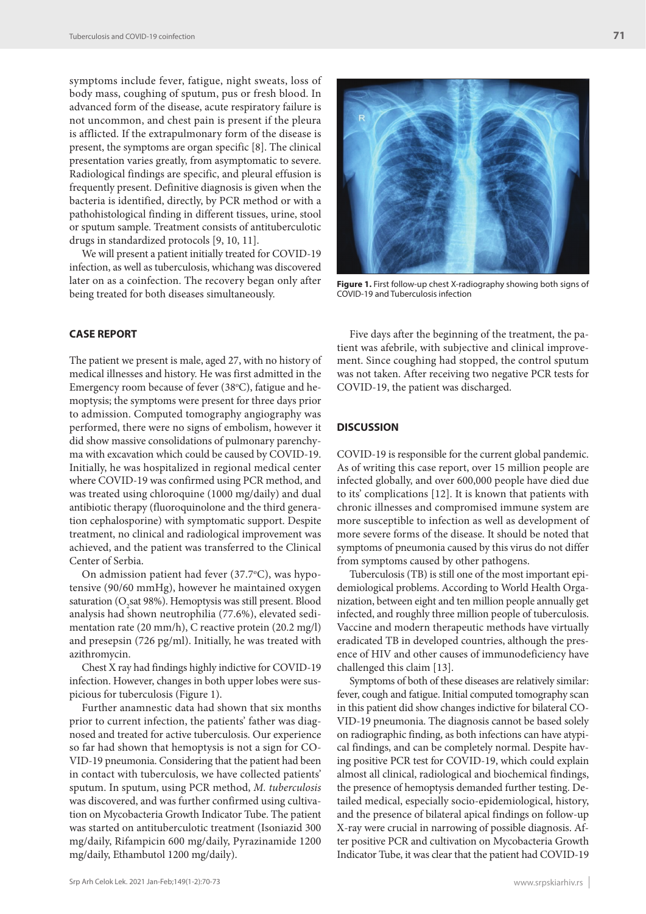symptoms include fever, fatigue, night sweats, loss of body mass, coughing of sputum, pus or fresh blood. In advanced form of the disease, acute respiratory failure is not uncommon, and chest pain is present if the pleura is afflicted. If the extrapulmonary form of the disease is present, the symptoms are organ specific [8]. The clinical presentation varies greatly, from asymptomatic to severe. Radiological findings are specific, and pleural effusion is frequently present. Definitive diagnosis is given when the bacteria is identified, directly, by PCR method or with a pathohistological finding in different tissues, urine, stool or sputum sample. Treatment consists of antituberculotic drugs in standardized protocols [9, 10, 11].

We will present a patient initially treated for COVID-19 infection, as well as tuberculosis, whichang was discovered later on as a coinfection. The recovery began only after being treated for both diseases simultaneously.

**Figure 1.** First follow-up chest X-radiography showing both signs of COVID-19 and Tuberculosis infection

## CASE REPORT

The patient we present is male, aged 27, with no history of medical illnesses and history. He was first admitted in the Emergency room because of fever (38°C), fatigue and hemoptysis; the symptoms were present for three days prior to admission. Computed tomography angiography was performed, there were no signs of embolism, however it did show massive consolidations of pulmonary parenchyma with excavation which could be caused by COVID-19. Initially, he was hospitalized in regional medical center where COVID-19 was confirmed using PCR method, and was treated using chloroquine (1000 mg/daily) and dual antibiotic therapy (fluoroquinolone and the third generation cephalosporine) with symptomatic support. Despite treatment, no clinical and radiological improvement was achieved, and the patient was transferred to the Clinical Center of Serbia.

On admission patient had fever (37.7°C), was hypotensive (90/60 mmHg), however he maintained oxygen saturation ($O_2$sat 98%). Hemoptysis was still present. Blood analysis had shown neutrophilia (77.6%), elevated sedimentation rate (20 mm/h), C reactive protein (20.2 mg/l) and presepsin (726 pg/ml). Initially, he was treated with azithromycin.

Chest X ray had findings highly indictive for COVID-19 infection. However, changes in both upper lobes were suspicious for tuberculosis (Figure 1).

Further anamnestic data had shown that six months prior to current infection, the patients' father was diagnosed and treated for active tuberculosis. Our experience so far had shown that hemoptysis is not a sign for COVID-19 pneumonia. Considering that the patient had been in contact with tuberculosis, we have collected patients' sputum. In sputum, using PCR method, *M. tuberculosis* was discovered, and was further confirmed using cultivation on Mycobacteria Growth Indicator Tube. The patient was started on antituberculotic treatment (Isoniazid 300 mg/daily, Rifampicin 600 mg/daily, Pyrazinamide 1200 mg/daily, Ethambutol 1200 mg/daily).

Five days after the beginning of the treatment, the patient was afebrile, with subjective and clinical improvement. Since coughing had stopped, the control sputum was not taken. After receiving two negative PCR tests for COVID-19, the patient was discharged.

## DISCUSSION

COVID-19 is responsible for the current global pandemic. As of writing this case report, over 15 million people are infected globally, and over 600,000 people have died due to its' complications [12]. It is known that patients with chronic illnesses and compromised immune system are more susceptible to infection as well as development of more severe forms of the disease. It should be noted that symptoms of pneumonia caused by this virus do not differ from symptoms caused by other pathogens.

Tuberculosis (TB) is still one of the most important epidemiological problems. According to World Health Organization, between eight and ten million people annually get infected, and roughly three million people of tuberculosis. Vaccine and modern therapeutic methods have virtually eradicated TB in developed countries, although the presence of HIV and other causes of immunodeficiency have challenged this claim [13].

Symptoms of both of these diseases are relatively similar: fever, cough and fatigue. Initial computed tomography scan in this patient did show changes indictive for bilateral COVID-19 pneumonia. The diagnosis cannot be based solely on radiographic finding, as both infections can have atypical findings, and can be completely normal. Despite having positive PCR test for COVID-19, which could explain almost all clinical, radiological and biochemical findings, the presence of hemoptysis demanded further testing. Detailed medical, especially socio-epidemiological, history, and the presence of bilateral apical findings on follow-up X-ray were crucial in narrowing of possible diagnosis. After positive PCR and cultivation on Mycobacteria Growth Indicator Tube, it was clear that the patient had COVID-19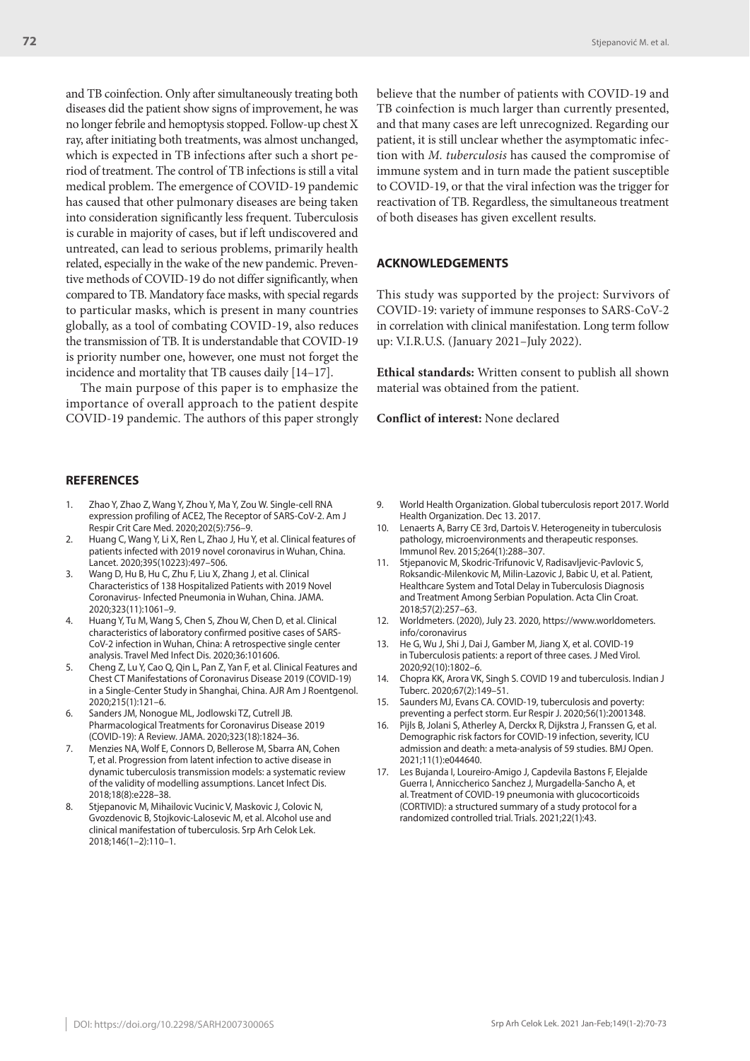and TB coinfection. Only after simultaneously treating both diseases did the patient show signs of improvement, he was no longer febrile and hemoptysis stopped. Follow-up chest X ray, after initiating both treatments, was almost unchanged, which is expected in TB infections after such a short period of treatment. The control of TB infections is still a vital medical problem. The emergence of COVID-19 pandemic has caused that other pulmonary diseases are being taken into consideration significantly less frequent. Tuberculosis is curable in majority of cases, but if left undiscovered and untreated, can lead to serious problems, primarily health related, especially in the wake of the new pandemic. Preventive methods of COVID-19 do not differ significantly, when compared to TB. Mandatory face masks, with special regards to particular masks, which is present in many countries globally, as a tool of combating COVID-19, also reduces the transmission of TB. It is understandable that COVID-19 is priority number one, however, one must not forget the incidence and mortality that TB causes daily [14–17].

The main purpose of this paper is to emphasize the importance of overall approach to the patient despite COVID-19 pandemic. The authors of this paper strongly believe that the number of patients with COVID-19 and TB coinfection is much larger than currently presented, and that many cases are left unrecognized. Regarding our patient, it is still unclear whether the asymptomatic infection with *M. tuberculosis* has caused the compromise of immune system and in turn made the patient susceptible to COVID-19, or that the viral infection was the trigger for reactivation of TB. Regardless, the simultaneous treatment of both diseases has given excellent results.

## ACKNOWLEDGEMENTS

This study was supported by the project: Survivors of COVID-19: variety of immune responses to SARS-CoV-2 in correlation with clinical manifestation. Long term follow up: V.I.R.U.S. (January 2021–July 2022).

**Ethical standards:** Written consent to publish all shown material was obtained from the patient.

**Conflict of interest:** None declared

## REFERENCES

1. Zhao Y, Zhao Z, Wang Y, Zhou Y, Ma Y, Zou W. Single-cell RNA expression profiling of ACE2, The Receptor of SARS-CoV-2. Am J Respir Crit Care Med. 2020;202(5):756–9.
2. Huang C, Wang Y, Li X, Ren L, Zhao J, Hu Y, et al. Clinical features of patients infected with 2019 novel coronavirus in Wuhan, China. Lancet. 2020;395(10223):497–506.
3. Wang D, Hu B, Hu C, Zhu F, Liu X, Zhang J, et al. Clinical Characteristics of 138 Hospitalized Patients with 2019 Novel Coronavirus- Infected Pneumonia in Wuhan, China. JAMA. 2020;323(11):1061–9.
4. Huang Y, Tu M, Wang S, Chen S, Zhou W, Chen D, et al. Clinical characteristics of laboratory confirmed positive cases of SARS-CoV-2 infection in Wuhan, China: A retrospective single center analysis. Travel Med Infect Dis. 2020;36:101606.
5. Cheng Z, Lu Y, Cao Q, Qin L, Pan Z, Yan F, et al. Clinical Features and Chest CT Manifestations of Coronavirus Disease 2019 (COVID-19) in a Single-Center Study in Shanghai, China. AJR Am J Roentgenol. 2020;215(1):121–6.
6. Sanders JM, Nonogue ML, Jodlowski TZ, Cutrell JB. Pharmacological Treatments for Coronavirus Disease 2019 (COVID-19): A Review. JAMA. 2020;323(18):1824–36.
7. Menzies NA, Wolf E, Connors D, Bellerose M, Sbarra AN, Cohen T, et al. Progression from latent infection to active disease in dynamic tuberculosis transmission models: a systematic review of the validity of modelling assumptions. Lancet Infect Dis. 2018;18(8):e228–38.
8. Stjepanovic M, Mihailovic Vucinic V, Maskovic J, Colovic N, Gvozdenovic B, Stojkovic-Lalosevic M, et al. Alcohol use and clinical manifestation of tuberculosis. Srp Arh Celok Lek. 2018;146(1–2):110–1.
9. World Health Organization. Global tuberculosis report 2017. World Health Organization. Dec 13. 2017.
10. Lenaerts A, Barry CE 3rd, Dartois V. Heterogeneity in tuberculosis pathology, microenvironments and therapeutic responses. Immunol Rev. 2015;264(1):288–307.
11. Stjepanovic M, Skodric-Trifunovic V, Radisavljevic-Pavlovic S, Roksandic-Milenkovic M, Milin-Lazovic J, Babic U, et al. Patient, Healthcare System and Total Delay in Tuberculosis Diagnosis and Treatment Among Serbian Population. Acta Clin Croat. 2018;57(2):257–63.
12. Worldmeters. (2020), July 23. 2020, https://www.worldometers.info/coronavirus
13. He G, Wu J, Shi J, Dai J, Gamber M, Jiang X, et al. COVID-19 in Tuberculosis patients: a report of three cases. J Med Virol. 2020;92(10):1802–6.
14. Chopra KK, Arora VK, Singh S. COVID 19 and tuberculosis. Indian J Tuberc. 2020;67(2):149–51.
15. Saunders MJ, Evans CA. COVID-19, tuberculosis and poverty: preventing a perfect storm. Eur Respir J. 2020;56(1):2001348.
16. Pijls B, Jolani S, Atherley A, Derckx R, Dijkstra J, Franssen G, et al. Demographic risk factors for COVID-19 infection, severity, ICU admission and death: a meta-analysis of 59 studies. BMJ Open. 2021;11(1):e044640.
17. Les Bujanda I, Loureiro-Amigo J, Capdevila Bastons F, Elejalde Guerra I, Anniccherico Sanchez J, Murgadella-Sancho A, et al. Treatment of COVID-19 pneumonia with glucocorticoids (CORTIVID): a structured summary of a study protocol for a randomized controlled trial. Trials. 2021;22(1):43.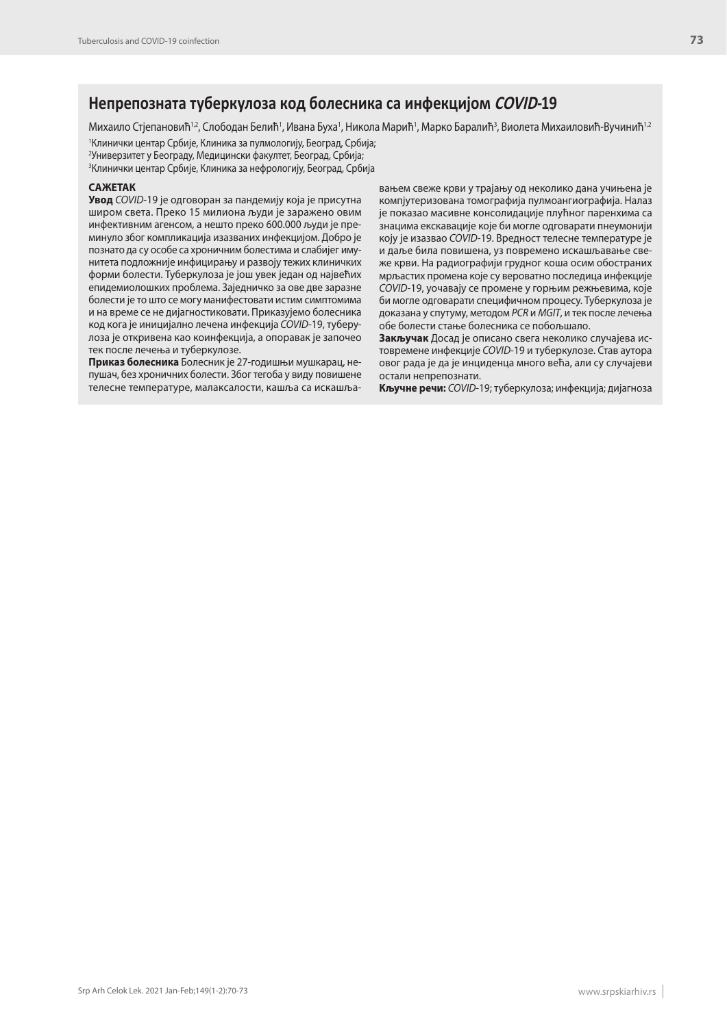## Непрепозната туберкулоза код болесника са инфекцијом *COVID*-19

Михаило Стјепановић[1,2], Слободан Белић[1], Ивана Буха[1], Никола Марић[1], Марко Баралић[3], Виолета Михаиловић-Вучинић[1,2]

[1]Клинички центар Србије, Клиника за пулмологију, Београд, Србија;
[2]Универзитет у Београду, Медицински факултет, Београд, Србија;
[3]Клинички центар Србије, Клиника за нефрологију, Београд, Србија

### САЖЕТАК

**Увод** *COVID*-19 је одговоран за пандемију која је присутна широм света. Преко 15 милиона људи је заражено овим инфективним агенсом, а нешто преко 600.000 људи је преминуло због компликација изазваних инфекцијом. Добро је познато да су особе са хроничним болестима и слабијег имунитета подложније инфицирању и развоју тежих клиничких форми болести. Туберкулоза је још увек један од највећих епидемиолошких проблема. Заједничко за ове две заразне болести је то што се могу манифестовати истим симптомима и на време се не дијагностиковати. Приказујемо болесника код кога је иницијално лечена инфекција *COVID*-19, туберулоза је откривена као коинфекција, а опоравак је започео тек после лечења и туберкулозе.

**Приказ болесника** Болесник је 27-годишњи мушкарац, непушач, без хроничних болести. Због тегоба у виду повишене телесне температуре, малаксалости, кашља са искашљавањем свеже крви у трајању од неколико дана учињена је компјутеризована томографија пулмоангиографија. Налаз је показао масивне консолидације плућног паренхима са знацима екскавације које би могле одговарати пнеумонији коју је изазвао *COVID*-19. Вредност телесне температуре је и даље била повишена, уз повремено искашљавање свеже крви. На радиографији грудног коша осим обостраних мрљастих промена које су вероватно последица инфекције *COVID*-19, уочавају се промене у горњим режњевима, које би могле одговарати специфичном процесу. Туберкулоза је доказана у спутуму, методом *PCR* и *MGIT*, и тек после лечења обе болести стање болесника се побољшало.

**Закључак** Досад је описано свега неколико случајева истовремене инфекције *COVID*-19 и туберкулозе. Став аутора овог рада је да је инциденца много већа, али су случајеви остали непрепознати.

**Кључне речи:** *COVID*-19; туберкулоза; инфекција; дијагноза